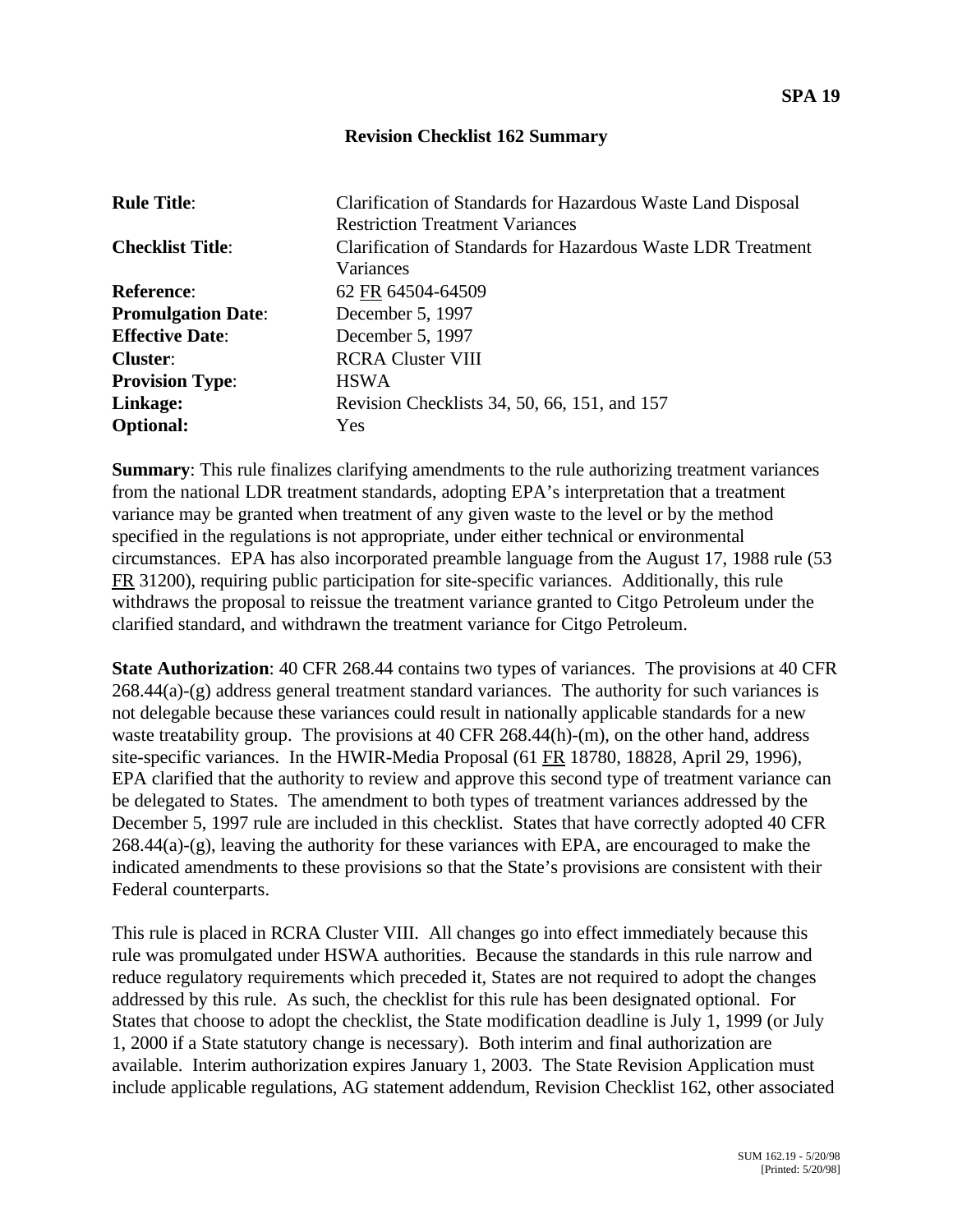**SPA 19**

# Revision Checklist 162 Summary

| | |
|---|---|
| **Rule Title**: | Clarification of Standards for Hazardous Waste Land Disposal Restriction Treatment Variances |
| **Checklist Title**: | Clarification of Standards for Hazardous Waste LDR Treatment Variances |
| **Reference**: | 62 FR 64504-64509 |
| **Promulgation Date**: | December 5, 1997 |
| **Effective Date**: | December 5, 1997 |
| **Cluster**: | RCRA Cluster VIII |
| **Provision Type**: | HSWA |
| **Linkage:** | Revision Checklists 34, 50, 66, 151, and 157 |
| **Optional:** | Yes |

**Summary**: This rule finalizes clarifying amendments to the rule authorizing treatment variances from the national LDR treatment standards, adopting EPA's interpretation that a treatment variance may be granted when treatment of any given waste to the level or by the method specified in the regulations is not appropriate, under either technical or environmental circumstances. EPA has also incorporated preamble language from the August 17, 1988 rule (53 FR 31200), requiring public participation for site-specific variances. Additionally, this rule withdraws the proposal to reissue the treatment variance granted to Citgo Petroleum under the clarified standard, and withdrawn the treatment variance for Citgo Petroleum.

**State Authorization**: 40 CFR 268.44 contains two types of variances. The provisions at 40 CFR 268.44(a)-(g) address general treatment standard variances. The authority for such variances is not delegable because these variances could result in nationally applicable standards for a new waste treatability group. The provisions at 40 CFR 268.44(h)-(m), on the other hand, address site-specific variances. In the HWIR-Media Proposal (61 FR 18780, 18828, April 29, 1996), EPA clarified that the authority to review and approve this second type of treatment variance can be delegated to States. The amendment to both types of treatment variances addressed by the December 5, 1997 rule are included in this checklist. States that have correctly adopted 40 CFR 268.44(a)-(g), leaving the authority for these variances with EPA, are encouraged to make the indicated amendments to these provisions so that the State's provisions are consistent with their Federal counterparts.

This rule is placed in RCRA Cluster VIII. All changes go into effect immediately because this rule was promulgated under HSWA authorities. Because the standards in this rule narrow and reduce regulatory requirements which preceded it, States are not required to adopt the changes addressed by this rule. As such, the checklist for this rule has been designated optional. For States that choose to adopt the checklist, the State modification deadline is July 1, 1999 (or July 1, 2000 if a State statutory change is necessary). Both interim and final authorization are available. Interim authorization expires January 1, 2003. The State Revision Application must include applicable regulations, AG statement addendum, Revision Checklist 162, other associated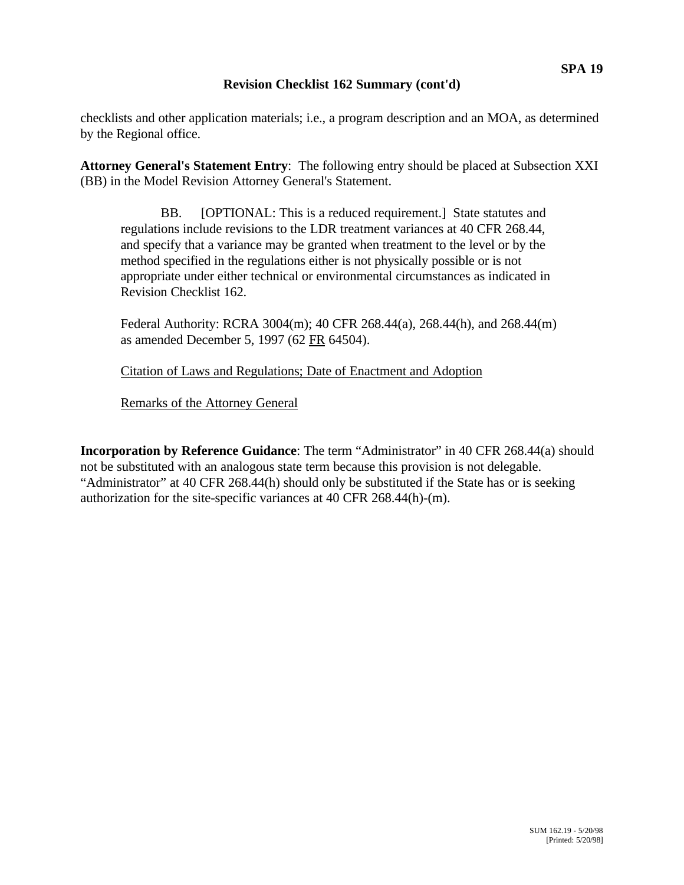## Revision Checklist 162 Summary (cont'd)

checklists and other application materials; i.e., a program description and an MOA, as determined by the Regional office.

**Attorney General's Statement Entry**: The following entry should be placed at Subsection XXI (BB) in the Model Revision Attorney General's Statement.

> BB. [OPTIONAL: This is a reduced requirement.] State statutes and regulations include revisions to the LDR treatment variances at 40 CFR 268.44, and specify that a variance may be granted when treatment to the level or by the method specified in the regulations either is not physically possible or is not appropriate under either technical or environmental circumstances as indicated in Revision Checklist 162.
>
> Federal Authority: RCRA 3004(m); 40 CFR 268.44(a), 268.44(h), and 268.44(m) as amended December 5, 1997 (62 FR 64504).
>
> Citation of Laws and Regulations; Date of Enactment and Adoption
>
> Remarks of the Attorney General

**Incorporation by Reference Guidance**: The term "Administrator" in 40 CFR 268.44(a) should not be substituted with an analogous state term because this provision is not delegable. "Administrator" at 40 CFR 268.44(h) should only be substituted if the State has or is seeking authorization for the site-specific variances at 40 CFR 268.44(h)-(m).